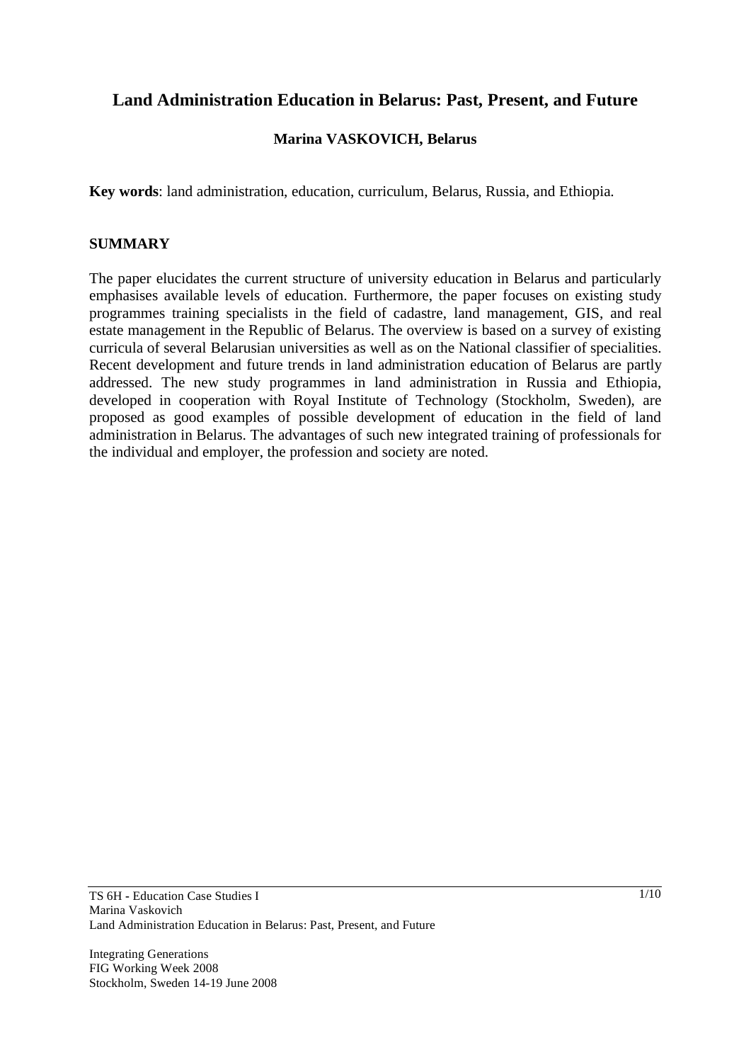# Land Administration Education in Belarus: Past, Present, and Future

**Marina VASKOVICH, Belarus**

**Key words**: land administration, education, curriculum, Belarus, Russia, and Ethiopia.

## SUMMARY

The paper elucidates the current structure of university education in Belarus and particularly emphasises available levels of education. Furthermore, the paper focuses on existing study programmes training specialists in the field of cadastre, land management, GIS, and real estate management in the Republic of Belarus. The overview is based on a survey of existing curricula of several Belarusian universities as well as on the National classifier of specialities. Recent development and future trends in land administration education of Belarus are partly addressed. The new study programmes in land administration in Russia and Ethiopia, developed in cooperation with Royal Institute of Technology (Stockholm, Sweden), are proposed as good examples of possible development of education in the field of land administration in Belarus. The advantages of such new integrated training of professionals for the individual and employer, the profession and society are noted.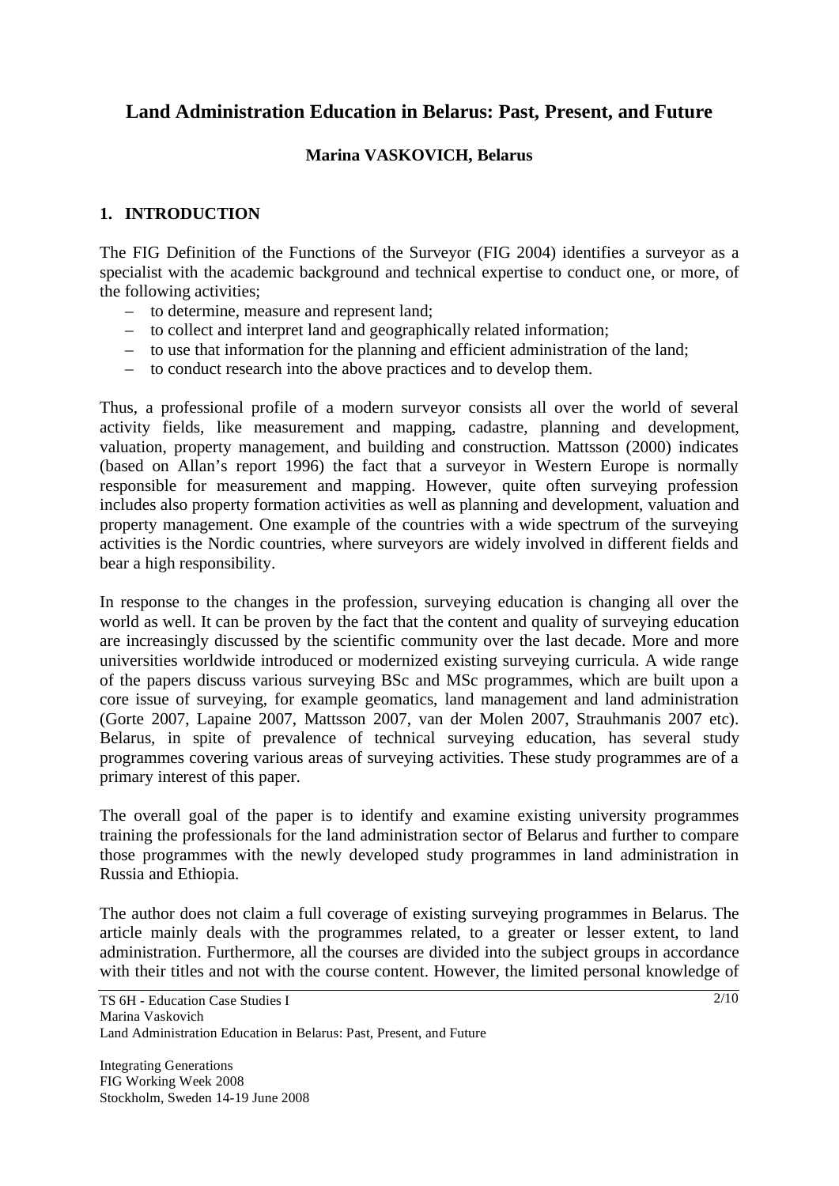# Land Administration Education in Belarus: Past, Present, and Future

**Marina VASKOVICH, Belarus**

## 1. INTRODUCTION

The FIG Definition of the Functions of the Surveyor (FIG 2004) identifies a surveyor as a specialist with the academic background and technical expertise to conduct one, or more, of the following activities;

- to determine, measure and represent land;
- to collect and interpret land and geographically related information;
- to use that information for the planning and efficient administration of the land;
- to conduct research into the above practices and to develop them.

Thus, a professional profile of a modern surveyor consists all over the world of several activity fields, like measurement and mapping, cadastre, planning and development, valuation, property management, and building and construction. Mattsson (2000) indicates (based on Allan's report 1996) the fact that a surveyor in Western Europe is normally responsible for measurement and mapping. However, quite often surveying profession includes also property formation activities as well as planning and development, valuation and property management. One example of the countries with a wide spectrum of the surveying activities is the Nordic countries, where surveyors are widely involved in different fields and bear a high responsibility.

In response to the changes in the profession, surveying education is changing all over the world as well. It can be proven by the fact that the content and quality of surveying education are increasingly discussed by the scientific community over the last decade. More and more universities worldwide introduced or modernized existing surveying curricula. A wide range of the papers discuss various surveying BSc and MSc programmes, which are built upon a core issue of surveying, for example geomatics, land management and land administration (Gorte 2007, Lapaine 2007, Mattsson 2007, van der Molen 2007, Strauhmanis 2007 etc). Belarus, in spite of prevalence of technical surveying education, has several study programmes covering various areas of surveying activities. These study programmes are of a primary interest of this paper.

The overall goal of the paper is to identify and examine existing university programmes training the professionals for the land administration sector of Belarus and further to compare those programmes with the newly developed study programmes in land administration in Russia and Ethiopia.

The author does not claim a full coverage of existing surveying programmes in Belarus. The article mainly deals with the programmes related, to a greater or lesser extent, to land administration. Furthermore, all the courses are divided into the subject groups in accordance with their titles and not with the course content. However, the limited personal knowledge of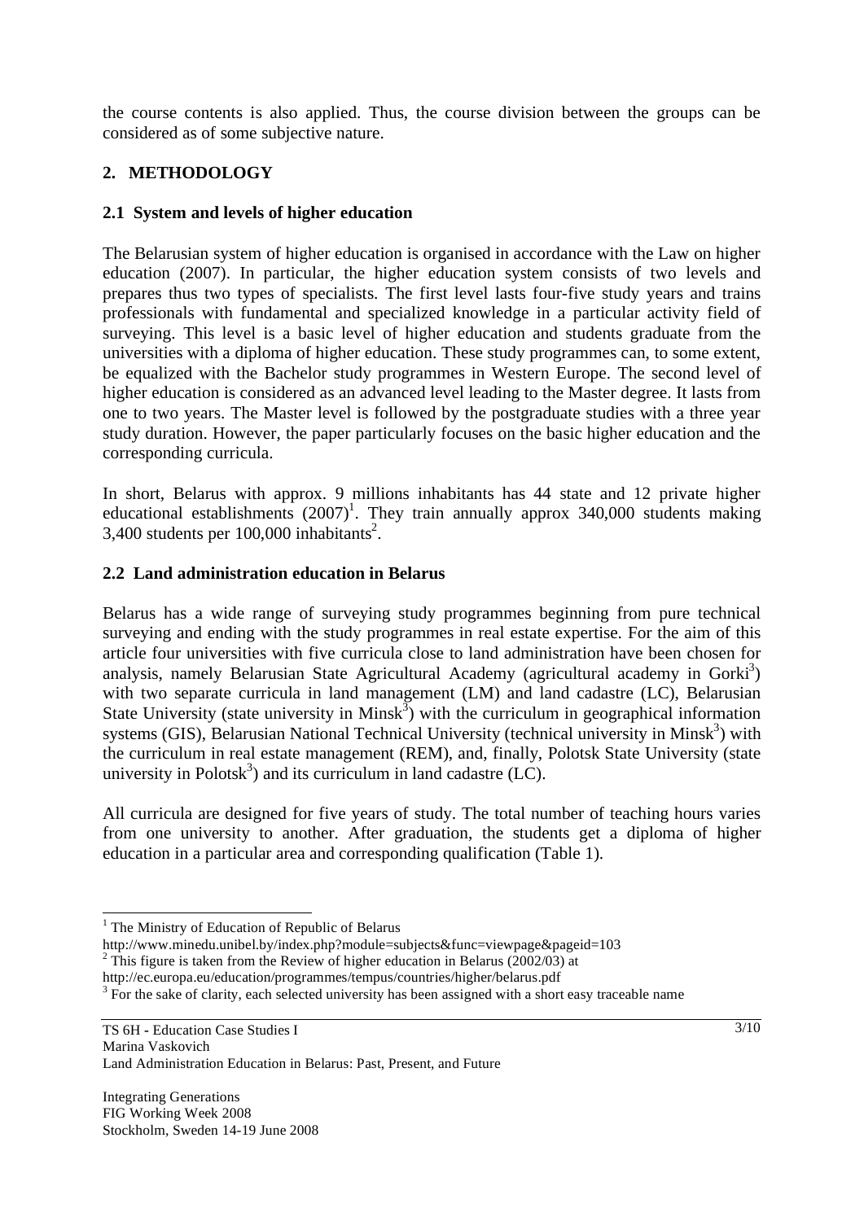the course contents is also applied. Thus, the course division between the groups can be considered as of some subjective nature.

## 2. METHODOLOGY

### 2.1 System and levels of higher education

The Belarusian system of higher education is organised in accordance with the Law on higher education (2007). In particular, the higher education system consists of two levels and prepares thus two types of specialists. The first level lasts four-five study years and trains professionals with fundamental and specialized knowledge in a particular activity field of surveying. This level is a basic level of higher education and students graduate from the universities with a diploma of higher education. These study programmes can, to some extent, be equalized with the Bachelor study programmes in Western Europe. The second level of higher education is considered as an advanced level leading to the Master degree. It lasts from one to two years. The Master level is followed by the postgraduate studies with a three year study duration. However, the paper particularly focuses on the basic higher education and the corresponding curricula.

In short, Belarus with approx. 9 millions inhabitants has 44 state and 12 private higher educational establishments (2007)[1]. They train annually approx 340,000 students making 3,400 students per 100,000 inhabitants[2].

### 2.2 Land administration education in Belarus

Belarus has a wide range of surveying study programmes beginning from pure technical surveying and ending with the study programmes in real estate expertise. For the aim of this article four universities with five curricula close to land administration have been chosen for analysis, namely Belarusian State Agricultural Academy (agricultural academy in Gorki[3]) with two separate curricula in land management (LM) and land cadastre (LC), Belarusian State University (state university in Minsk[3]) with the curriculum in geographical information systems (GIS), Belarusian National Technical University (technical university in Minsk[3]) with the curriculum in real estate management (REM), and, finally, Polotsk State University (state university in Polotsk[3]) and its curriculum in land cadastre (LC).

All curricula are designed for five years of study. The total number of teaching hours varies from one university to another. After graduation, the students get a diploma of higher education in a particular area and corresponding qualification (Table 1).

---

[1] The Ministry of Education of Republic of Belarus
http://www.minedu.unibel.by/index.php?module=subjects&func=viewpage&pageid=103

[2] This figure is taken from the Review of higher education in Belarus (2002/03) at
http://ec.europa.eu/education/programmes/tempus/countries/higher/belarus.pdf

[3] For the sake of clarity, each selected university has been assigned with a short easy traceable name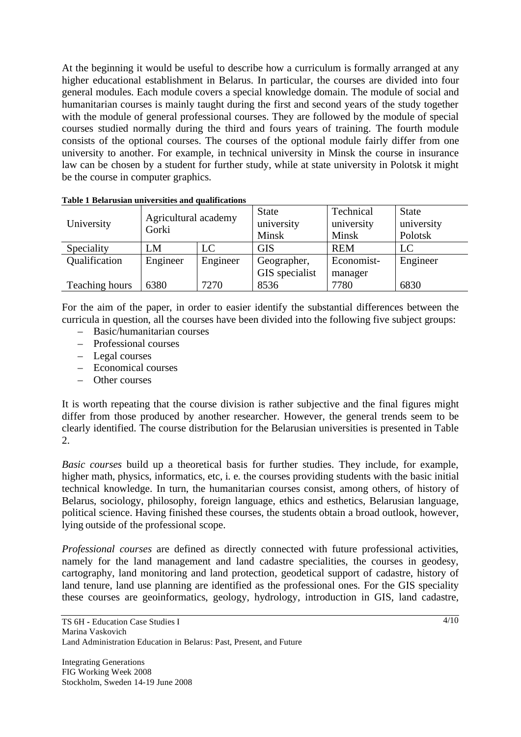At the beginning it would be useful to describe how a curriculum is formally arranged at any higher educational establishment in Belarus. In particular, the courses are divided into four general modules. Each module covers a special knowledge domain. The module of social and humanitarian courses is mainly taught during the first and second years of the study together with the module of general professional courses. They are followed by the module of special courses studied normally during the third and fours years of training. The fourth module consists of the optional courses. The courses of the optional module fairly differ from one university to another. For example, in technical university in Minsk the course in insurance law can be chosen by a student for further study, while at state university in Polotsk it might be the course in computer graphics.

**Table 1 Belarusian universities and qualifications**

| University | Agricultural academy Gorki | | State university Minsk | Technical university Minsk | State university Polotsk |
|---|---|---|---|---|---|
| Speciality | LM | LC | GIS | REM | LC |
| Qualification | Engineer | Engineer | Geographer, GIS specialist | Economist-manager | Engineer |
| Teaching hours | 6380 | 7270 | 8536 | 7780 | 6830 |

For the aim of the paper, in order to easier identify the substantial differences between the curricula in question, all the courses have been divided into the following five subject groups:

- Basic/humanitarian courses
- Professional courses
- Legal courses
- Economical courses
- Other courses

It is worth repeating that the course division is rather subjective and the final figures might differ from those produced by another researcher. However, the general trends seem to be clearly identified. The course distribution for the Belarusian universities is presented in Table 2.

*Basic courses* build up a theoretical basis for further studies. They include, for example, higher math, physics, informatics, etc, i. e. the courses providing students with the basic initial technical knowledge. In turn, the humanitarian courses consist, among others, of history of Belarus, sociology, philosophy, foreign language, ethics and esthetics, Belarusian language, political science. Having finished these courses, the students obtain a broad outlook, however, lying outside of the professional scope.

*Professional courses* are defined as directly connected with future professional activities, namely for the land management and land cadastre specialities, the courses in geodesy, cartography, land monitoring and land protection, geodetical support of cadastre, history of land tenure, land use planning are identified as the professional ones. For the GIS speciality these courses are geoinformatics, geology, hydrology, introduction in GIS, land cadastre,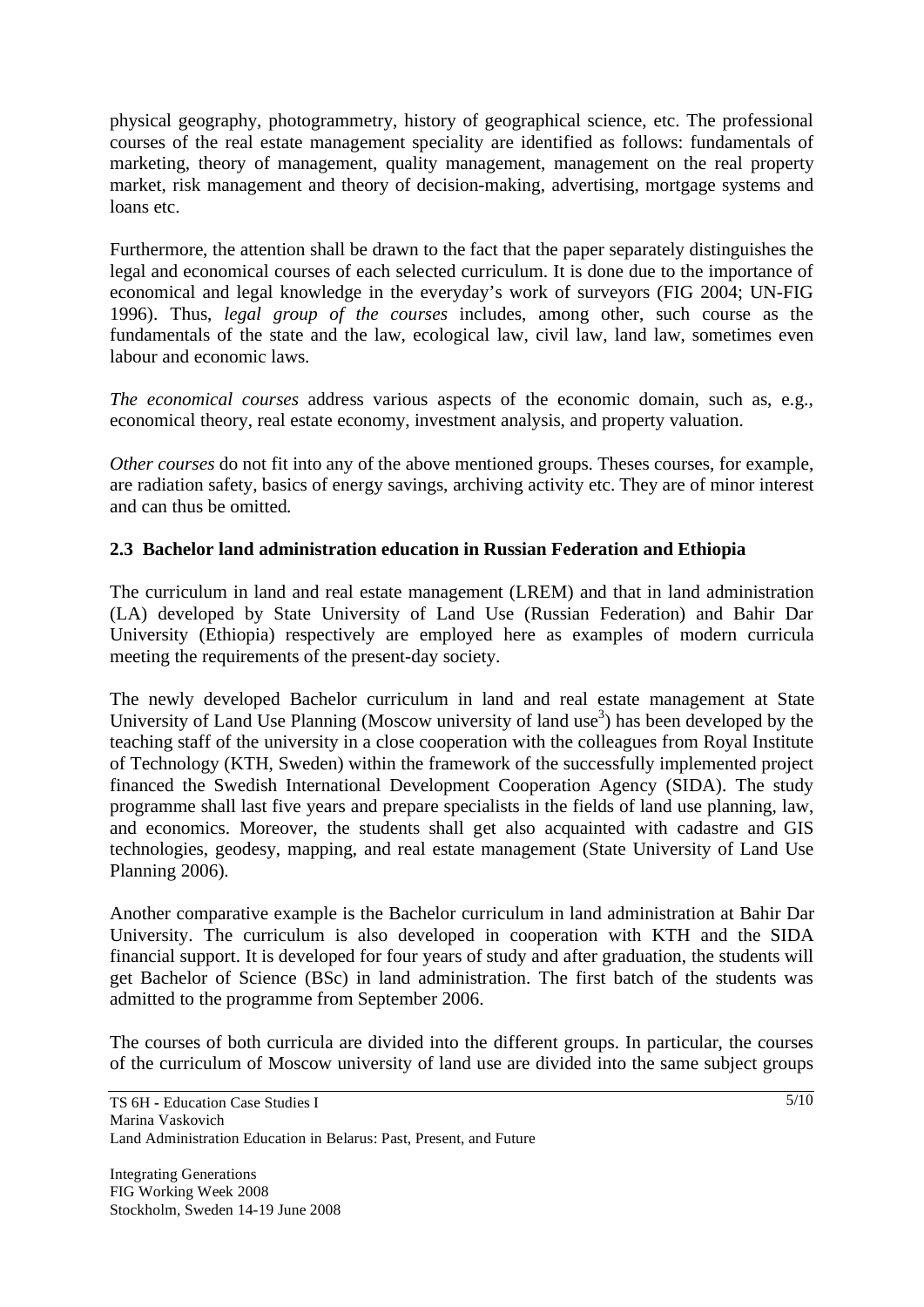physical geography, photogrammetry, history of geographical science, etc. The professional courses of the real estate management speciality are identified as follows: fundamentals of marketing, theory of management, quality management, management on the real property market, risk management and theory of decision-making, advertising, mortgage systems and loans etc.

Furthermore, the attention shall be drawn to the fact that the paper separately distinguishes the legal and economical courses of each selected curriculum. It is done due to the importance of economical and legal knowledge in the everyday's work of surveyors (FIG 2004; UN-FIG 1996). Thus, *legal group of the courses* includes, among other, such course as the fundamentals of the state and the law, ecological law, civil law, land law, sometimes even labour and economic laws.

*The economical courses* address various aspects of the economic domain, such as, e.g., economical theory, real estate economy, investment analysis, and property valuation.

*Other courses* do not fit into any of the above mentioned groups. Theses courses, for example, are radiation safety, basics of energy savings, archiving activity etc. They are of minor interest and can thus be omitted.

### 2.3 Bachelor land administration education in Russian Federation and Ethiopia

The curriculum in land and real estate management (LREM) and that in land administration (LA) developed by State University of Land Use (Russian Federation) and Bahir Dar University (Ethiopia) respectively are employed here as examples of modern curricula meeting the requirements of the present-day society.

The newly developed Bachelor curriculum in land and real estate management at State University of Land Use Planning (Moscow university of land use[3]) has been developed by the teaching staff of the university in a close cooperation with the colleagues from Royal Institute of Technology (KTH, Sweden) within the framework of the successfully implemented project financed the Swedish International Development Cooperation Agency (SIDA). The study programme shall last five years and prepare specialists in the fields of land use planning, law, and economics. Moreover, the students shall get also acquainted with cadastre and GIS technologies, geodesy, mapping, and real estate management (State University of Land Use Planning 2006).

Another comparative example is the Bachelor curriculum in land administration at Bahir Dar University. The curriculum is also developed in cooperation with KTH and the SIDA financial support. It is developed for four years of study and after graduation, the students will get Bachelor of Science (BSc) in land administration. The first batch of the students was admitted to the programme from September 2006.

The courses of both curricula are divided into the different groups. In particular, the courses of the curriculum of Moscow university of land use are divided into the same subject groups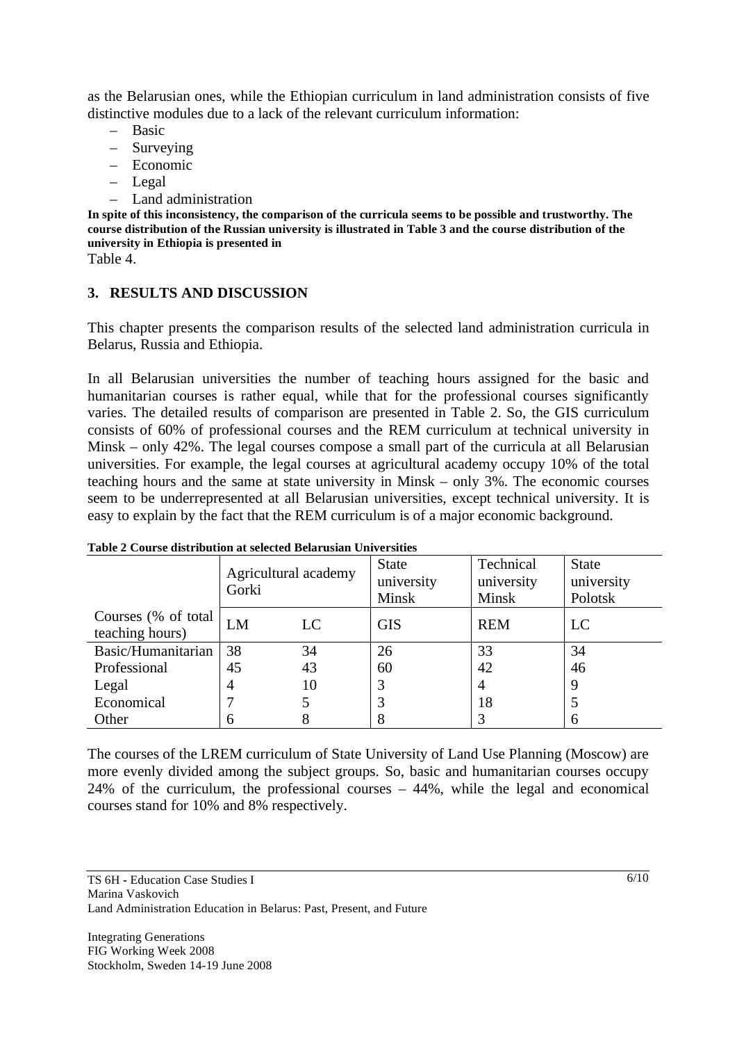as the Belarusian ones, while the Ethiopian curriculum in land administration consists of five distinctive modules due to a lack of the relevant curriculum information:

- Basic
- Surveying
- Economic
- Legal
- Land administration

**In spite of this inconsistency, the comparison of the curricula seems to be possible and trustworthy. The course distribution of the Russian university is illustrated in Table 3 and the course distribution of the university in Ethiopia is presented in**
Table 4.

## 3. RESULTS AND DISCUSSION

This chapter presents the comparison results of the selected land administration curricula in Belarus, Russia and Ethiopia.

In all Belarusian universities the number of teaching hours assigned for the basic and humanitarian courses is rather equal, while that for the professional courses significantly varies. The detailed results of comparison are presented in Table 2. So, the GIS curriculum consists of 60% of professional courses and the REM curriculum at technical university in Minsk – only 42%. The legal courses compose a small part of the curricula at all Belarusian universities. For example, the legal courses at agricultural academy occupy 10% of the total teaching hours and the same at state university in Minsk – only 3%. The economic courses seem to be underrepresented at all Belarusian universities, except technical university. It is easy to explain by the fact that the REM curriculum is of a major economic background.

**Table 2 Course distribution at selected Belarusian Universities**

| | Agricultural academy Gorki | | State university Minsk | Technical university Minsk | State university Polotsk |
|---|---|---|---|---|---|
| Courses (% of total teaching hours) | LM | LC | GIS | REM | LC |
| Basic/Humanitarian | 38 | 34 | 26 | 33 | 34 |
| Professional | 45 | 43 | 60 | 42 | 46 |
| Legal | 4 | 10 | 3 | 4 | 9 |
| Economical | 7 | 5 | 3 | 18 | 5 |
| Other | 6 | 8 | 8 | 3 | 6 |

The courses of the LREM curriculum of State University of Land Use Planning (Moscow) are more evenly divided among the subject groups. So, basic and humanitarian courses occupy 24% of the curriculum, the professional courses – 44%, while the legal and economical courses stand for 10% and 8% respectively.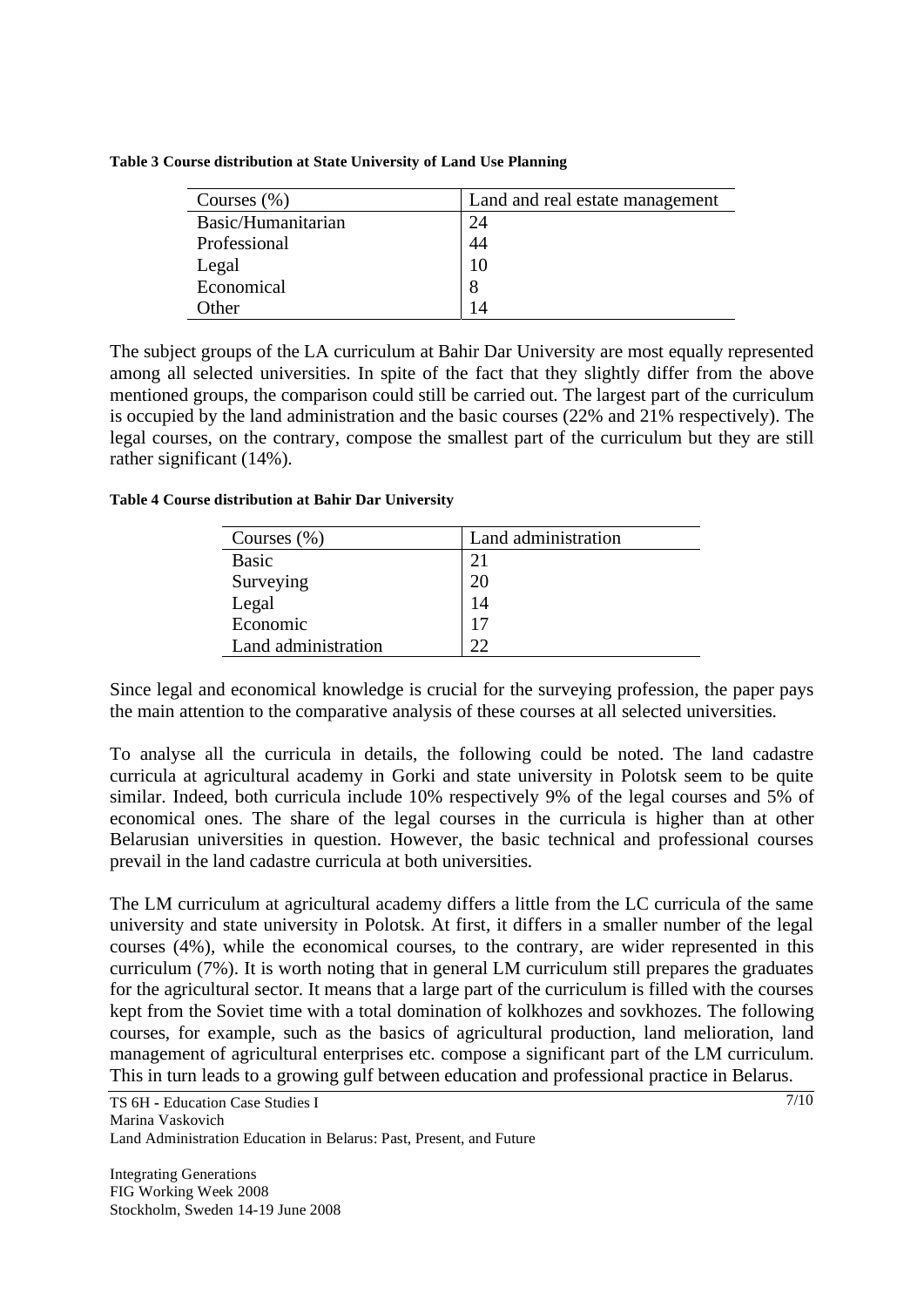**Table 3 Course distribution at State University of Land Use Planning**

| Courses (%) | Land and real estate management |
|---|---|
| Basic/Humanitarian | 24 |
| Professional | 44 |
| Legal | 10 |
| Economical | 8 |
| Other | 14 |

The subject groups of the LA curriculum at Bahir Dar University are most equally represented among all selected universities. In spite of the fact that they slightly differ from the above mentioned groups, the comparison could still be carried out. The largest part of the curriculum is occupied by the land administration and the basic courses (22% and 21% respectively). The legal courses, on the contrary, compose the smallest part of the curriculum but they are still rather significant (14%).

**Table 4 Course distribution at Bahir Dar University**

| Courses (%) | Land administration |
|---|---|
| Basic | 21 |
| Surveying | 20 |
| Legal | 14 |
| Economic | 17 |
| Land administration | 22 |

Since legal and economical knowledge is crucial for the surveying profession, the paper pays the main attention to the comparative analysis of these courses at all selected universities.

To analyse all the curricula in details, the following could be noted. The land cadastre curricula at agricultural academy in Gorki and state university in Polotsk seem to be quite similar. Indeed, both curricula include 10% respectively 9% of the legal courses and 5% of economical ones. The share of the legal courses in the curricula is higher than at other Belarusian universities in question. However, the basic technical and professional courses prevail in the land cadastre curricula at both universities.

The LM curriculum at agricultural academy differs a little from the LC curricula of the same university and state university in Polotsk. At first, it differs in a smaller number of the legal courses (4%), while the economical courses, to the contrary, are wider represented in this curriculum (7%). It is worth noting that in general LM curriculum still prepares the graduates for the agricultural sector. It means that a large part of the curriculum is filled with the courses kept from the Soviet time with a total domination of kolkhozes and sovkhozes. The following courses, for example, such as the basics of agricultural production, land melioration, land management of agricultural enterprises etc. compose a significant part of the LM curriculum. This in turn leads to a growing gulf between education and professional practice in Belarus.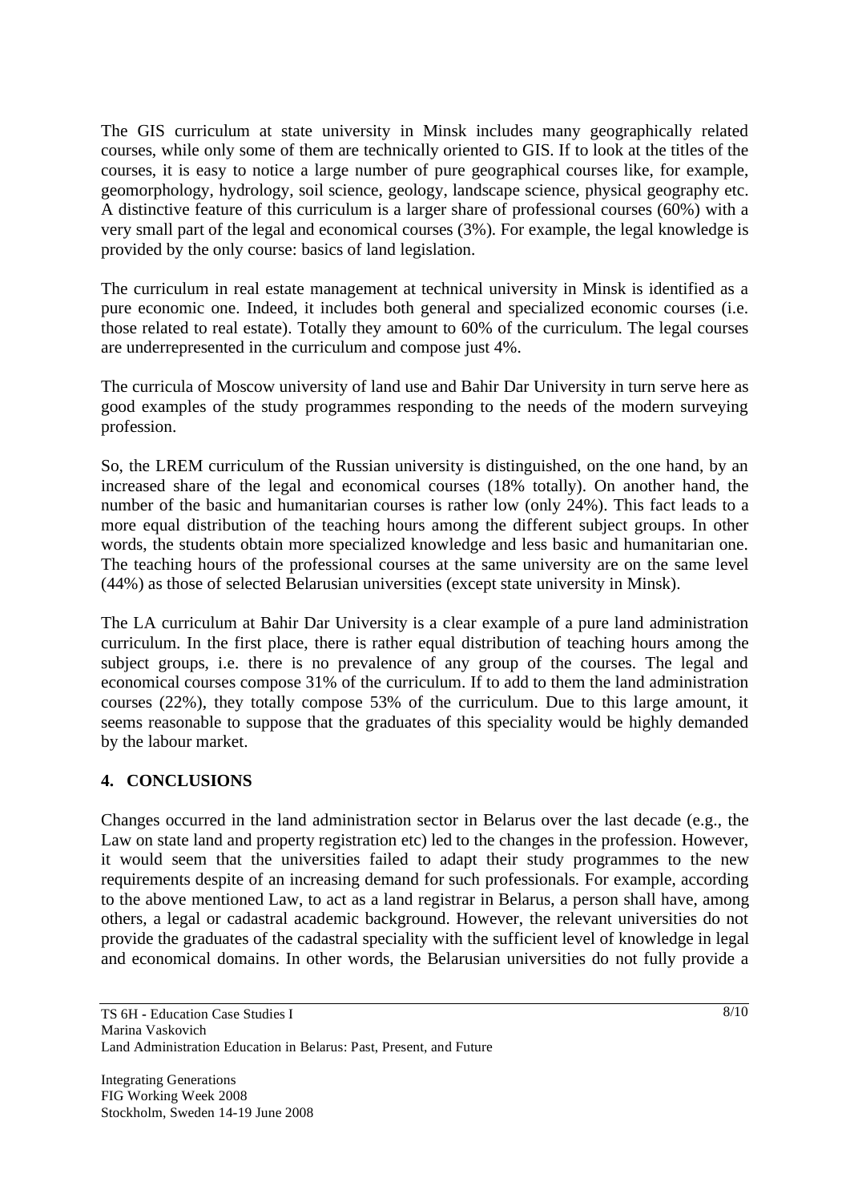The GIS curriculum at state university in Minsk includes many geographically related courses, while only some of them are technically oriented to GIS. If to look at the titles of the courses, it is easy to notice a large number of pure geographical courses like, for example, geomorphology, hydrology, soil science, geology, landscape science, physical geography etc. A distinctive feature of this curriculum is a larger share of professional courses (60%) with a very small part of the legal and economical courses (3%). For example, the legal knowledge is provided by the only course: basics of land legislation.

The curriculum in real estate management at technical university in Minsk is identified as a pure economic one. Indeed, it includes both general and specialized economic courses (i.e. those related to real estate). Totally they amount to 60% of the curriculum. The legal courses are underrepresented in the curriculum and compose just 4%.

The curricula of Moscow university of land use and Bahir Dar University in turn serve here as good examples of the study programmes responding to the needs of the modern surveying profession.

So, the LREM curriculum of the Russian university is distinguished, on the one hand, by an increased share of the legal and economical courses (18% totally). On another hand, the number of the basic and humanitarian courses is rather low (only 24%). This fact leads to a more equal distribution of the teaching hours among the different subject groups. In other words, the students obtain more specialized knowledge and less basic and humanitarian one. The teaching hours of the professional courses at the same university are on the same level (44%) as those of selected Belarusian universities (except state university in Minsk).

The LA curriculum at Bahir Dar University is a clear example of a pure land administration curriculum. In the first place, there is rather equal distribution of teaching hours among the subject groups, i.e. there is no prevalence of any group of the courses. The legal and economical courses compose 31% of the curriculum. If to add to them the land administration courses (22%), they totally compose 53% of the curriculum. Due to this large amount, it seems reasonable to suppose that the graduates of this speciality would be highly demanded by the labour market.

## 4. CONCLUSIONS

Changes occurred in the land administration sector in Belarus over the last decade (e.g., the Law on state land and property registration etc) led to the changes in the profession. However, it would seem that the universities failed to adapt their study programmes to the new requirements despite of an increasing demand for such professionals. For example, according to the above mentioned Law, to act as a land registrar in Belarus, a person shall have, among others, a legal or cadastral academic background. However, the relevant universities do not provide the graduates of the cadastral speciality with the sufficient level of knowledge in legal and economical domains. In other words, the Belarusian universities do not fully provide a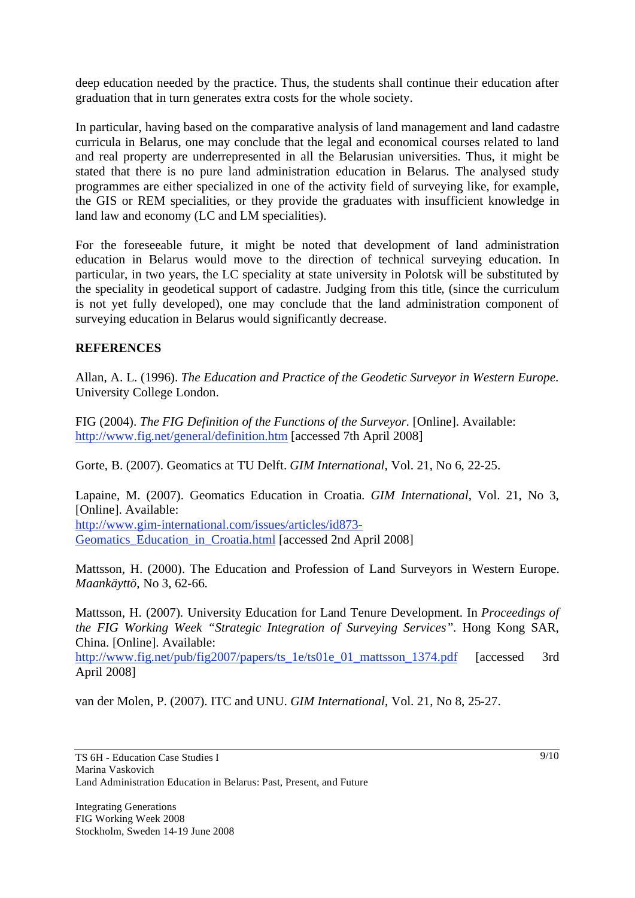deep education needed by the practice. Thus, the students shall continue their education after graduation that in turn generates extra costs for the whole society.

In particular, having based on the comparative analysis of land management and land cadastre curricula in Belarus, one may conclude that the legal and economical courses related to land and real property are underrepresented in all the Belarusian universities. Thus, it might be stated that there is no pure land administration education in Belarus. The analysed study programmes are either specialized in one of the activity field of surveying like, for example, the GIS or REM specialities, or they provide the graduates with insufficient knowledge in land law and economy (LC and LM specialities).

For the foreseeable future, it might be noted that development of land administration education in Belarus would move to the direction of technical surveying education. In particular, in two years, the LC speciality at state university in Polotsk will be substituted by the speciality in geodetical support of cadastre. Judging from this title, (since the curriculum is not yet fully developed), one may conclude that the land administration component of surveying education in Belarus would significantly decrease.

**REFERENCES**

Allan, A. L. (1996). *The Education and Practice of the Geodetic Surveyor in Western Europe*. University College London.

FIG (2004). *The FIG Definition of the Functions of the Surveyor*. [Online]. Available: http://www.fig.net/general/definition.htm [accessed 7th April 2008]

Gorte, B. (2007). Geomatics at TU Delft. *GIM International*, Vol. 21, No 6, 22-25.

Lapaine, M. (2007). Geomatics Education in Croatia. *GIM International*, Vol. 21, No 3, [Online]. Available: http://www.gim-international.com/issues/articles/id873-Geomatics_Education_in_Croatia.html [accessed 2nd April 2008]

Mattsson, H. (2000). The Education and Profession of Land Surveyors in Western Europe. *Maankäyttö*, No 3, 62-66.

Mattsson, H. (2007). University Education for Land Tenure Development. In *Proceedings of the FIG Working Week "Strategic Integration of Surveying Services"*. Hong Kong SAR, China. [Online]. Available: http://www.fig.net/pub/fig2007/papers/ts_1e/ts01e_01_mattsson_1374.pdf [accessed 3rd April 2008]

van der Molen, P. (2007). ITC and UNU. *GIM International*, Vol. 21, No 8, 25-27.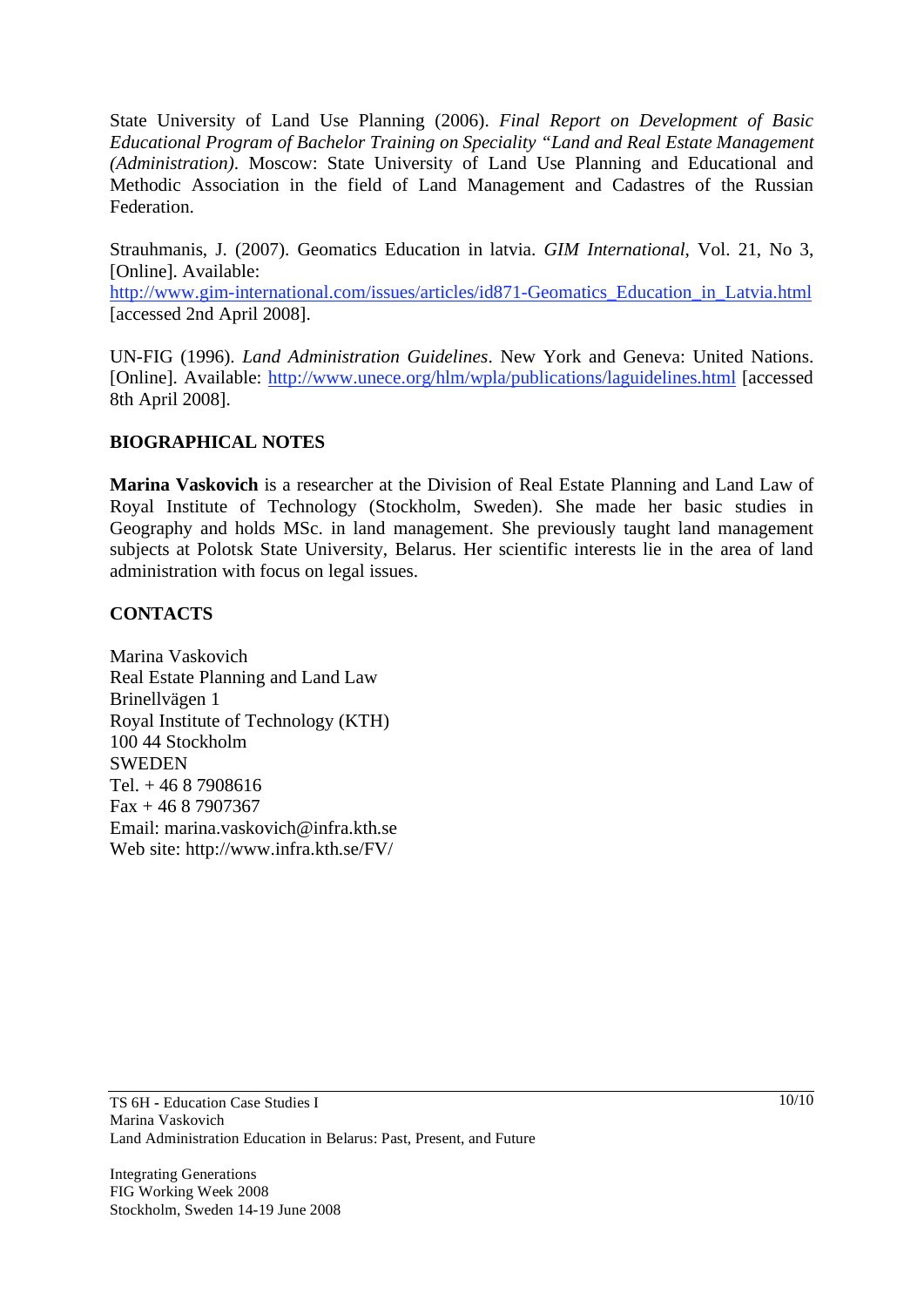State University of Land Use Planning (2006). *Final Report on Development of Basic Educational Program of Bachelor Training on Speciality "Land and Real Estate Management (Administration)*. Moscow: State University of Land Use Planning and Educational and Methodic Association in the field of Land Management and Cadastres of the Russian Federation.

Strauhmanis, J. (2007). Geomatics Education in latvia. *GIM International*, Vol. 21, No 3, [Online]. Available: http://www.gim-international.com/issues/articles/id871-Geomatics_Education_in_Latvia.html [accessed 2nd April 2008].

UN-FIG (1996). *Land Administration Guidelines*. New York and Geneva: United Nations. [Online]. Available: http://www.unece.org/hlm/wpla/publications/laguidelines.html [accessed 8th April 2008].

## BIOGRAPHICAL NOTES

**Marina Vaskovich** is a researcher at the Division of Real Estate Planning and Land Law of Royal Institute of Technology (Stockholm, Sweden). She made her basic studies in Geography and holds MSc. in land management. She previously taught land management subjects at Polotsk State University, Belarus. Her scientific interests lie in the area of land administration with focus on legal issues.

## CONTACTS

Marina Vaskovich
Real Estate Planning and Land Law
Brinellvägen 1
Royal Institute of Technology (KTH)
100 44 Stockholm
SWEDEN
Tel. + 46 8 7908616
Fax + 46 8 7907367
Email: marina.vaskovich@infra.kth.se
Web site: http://www.infra.kth.se/FV/